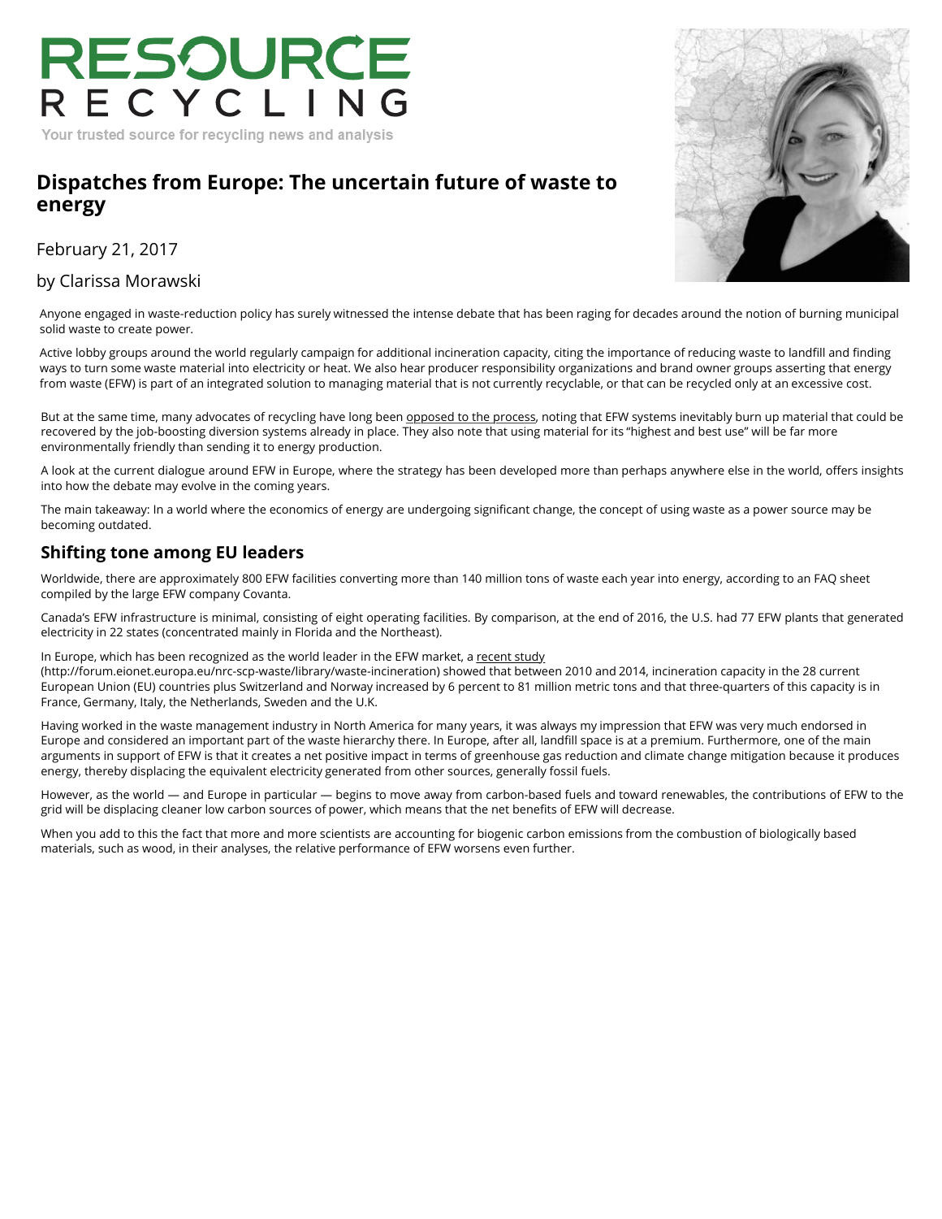RESOURCE RECYCLING

Your trusted source for recycling news and analysis

# Dispatches from Europe: The uncertain future of waste to energy

February 21, 2017

by Clarissa Morawski

Anyone engaged in waste-reduction policy has surely witnessed the intense debate that has been raging for decades around the notion of burning municipal solid waste to create power.

Active lobby groups around the world regularly campaign for additional incineration capacity, citing the importance of reducing waste to landfill and finding ways to turn some waste material into electricity or heat. We also hear producer responsibility organizations and brand owner groups asserting that energy from waste (EFW) is part of an integrated solution to managing material that is not currently recyclable, or that can be recycled only at an excessive cost.

But at the same time, many advocates of recycling have long been opposed to the process, noting that EFW systems inevitably burn up material that could be recovered by the job-boosting diversion systems already in place. They also note that using material for its "highest and best use" will be far more environmentally friendly than sending it to energy production.

A look at the current dialogue around EFW in Europe, where the strategy has been developed more than perhaps anywhere else in the world, offers insights into how the debate may evolve in the coming years.

The main takeaway: In a world where the economics of energy are undergoing significant change, the concept of using waste as a power source may be becoming outdated.

## Shifting tone among EU leaders

Worldwide, there are approximately 800 EFW facilities converting more than 140 million tons of waste each year into energy, according to an FAQ sheet compiled by the large EFW company Covanta.

Canada's EFW infrastructure is minimal, consisting of eight operating facilities. By comparison, at the end of 2016, the U.S. had 77 EFW plants that generated electricity in 22 states (concentrated mainly in Florida and the Northeast).

In Europe, which has been recognized as the world leader in the EFW market, a recent study (http://forum.eionet.europa.eu/nrc-scp-waste/library/waste-incineration) showed that between 2010 and 2014, incineration capacity in the 28 current European Union (EU) countries plus Switzerland and Norway increased by 6 percent to 81 million metric tons and that three-quarters of this capacity is in France, Germany, Italy, the Netherlands, Sweden and the U.K.

Having worked in the waste management industry in North America for many years, it was always my impression that EFW was very much endorsed in Europe and considered an important part of the waste hierarchy there. In Europe, after all, landfill space is at a premium. Furthermore, one of the main arguments in support of EFW is that it creates a net positive impact in terms of greenhouse gas reduction and climate change mitigation because it produces energy, thereby displacing the equivalent electricity generated from other sources, generally fossil fuels.

However, as the world — and Europe in particular — begins to move away from carbon-based fuels and toward renewables, the contributions of EFW to the grid will be displacing cleaner low carbon sources of power, which means that the net benefits of EFW will decrease.

When you add to this the fact that more and more scientists are accounting for biogenic carbon emissions from the combustion of biologically based materials, such as wood, in their analyses, the relative performance of EFW worsens even further.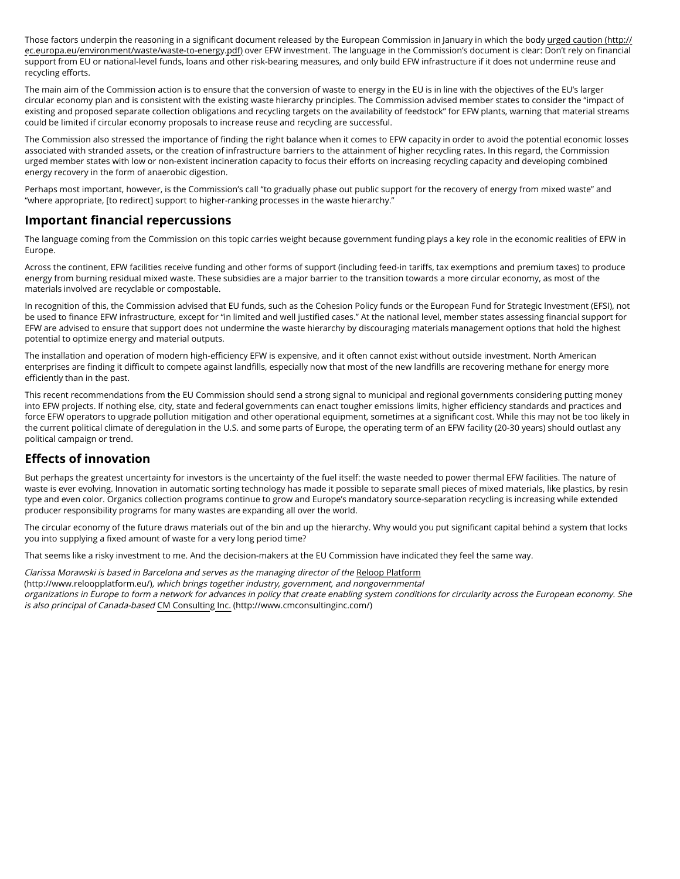Those factors underpin the reasoning in a significant document released by the European Commission in January in which the body urged caution (http://ec.europa.eu/environment/waste/waste-to-energy.pdf) over EFW investment. The language in the Commission's document is clear: Don't rely on financial support from EU or national-level funds, loans and other risk-bearing measures, and only build EFW infrastructure if it does not undermine reuse and recycling efforts.

The main aim of the Commission action is to ensure that the conversion of waste to energy in the EU is in line with the objectives of the EU's larger circular economy plan and is consistent with the existing waste hierarchy principles. The Commission advised member states to consider the "impact of existing and proposed separate collection obligations and recycling targets on the availability of feedstock" for EFW plants, warning that material streams could be limited if circular economy proposals to increase reuse and recycling are successful.

The Commission also stressed the importance of finding the right balance when it comes to EFW capacity in order to avoid the potential economic losses associated with stranded assets, or the creation of infrastructure barriers to the attainment of higher recycling rates. In this regard, the Commission urged member states with low or non-existent incineration capacity to focus their efforts on increasing recycling capacity and developing combined energy recovery in the form of anaerobic digestion.

Perhaps most important, however, is the Commission's call "to gradually phase out public support for the recovery of energy from mixed waste" and "where appropriate, [to redirect] support to higher-ranking processes in the waste hierarchy."

## Important financial repercussions

The language coming from the Commission on this topic carries weight because government funding plays a key role in the economic realities of EFW in Europe.

Across the continent, EFW facilities receive funding and other forms of support (including feed-in tariffs, tax exemptions and premium taxes) to produce energy from burning residual mixed waste. These subsidies are a major barrier to the transition towards a more circular economy, as most of the materials involved are recyclable or compostable.

In recognition of this, the Commission advised that EU funds, such as the Cohesion Policy funds or the European Fund for Strategic Investment (EFSI), not be used to finance EFW infrastructure, except for "in limited and well justified cases." At the national level, member states assessing financial support for EFW are advised to ensure that support does not undermine the waste hierarchy by discouraging materials management options that hold the highest potential to optimize energy and material outputs.

The installation and operation of modern high-efficiency EFW is expensive, and it often cannot exist without outside investment. North American enterprises are finding it difficult to compete against landfills, especially now that most of the new landfills are recovering methane for energy more efficiently than in the past.

This recent recommendations from the EU Commission should send a strong signal to municipal and regional governments considering putting money into EFW projects. If nothing else, city, state and federal governments can enact tougher emissions limits, higher efficiency standards and practices and force EFW operators to upgrade pollution mitigation and other operational equipment, sometimes at a significant cost. While this may not be too likely in the current political climate of deregulation in the U.S. and some parts of Europe, the operating term of an EFW facility (20-30 years) should outlast any political campaign or trend.

## Effects of innovation

But perhaps the greatest uncertainty for investors is the uncertainty of the fuel itself: the waste needed to power thermal EFW facilities. The nature of waste is ever evolving. Innovation in automatic sorting technology has made it possible to separate small pieces of mixed materials, like plastics, by resin type and even color. Organics collection programs continue to grow and Europe's mandatory source-separation recycling is increasing while extended producer responsibility programs for many wastes are expanding all over the world.

The circular economy of the future draws materials out of the bin and up the hierarchy. Why would you put significant capital behind a system that locks you into supplying a fixed amount of waste for a very long period time?

That seems like a risky investment to me. And the decision-makers at the EU Commission have indicated they feel the same way.

*Clarissa Morawski is based in Barcelona and serves as the managing director of the* Reloop Platform (http://www.reloopplatform.eu/)*, which brings together industry, government, and nongovernmental organizations in Europe to form a network for advances in policy that create enabling system conditions for circularity across the European economy. She is also principal of Canada-based* CM Consulting Inc. (http://www.cmconsultinginc.com/)